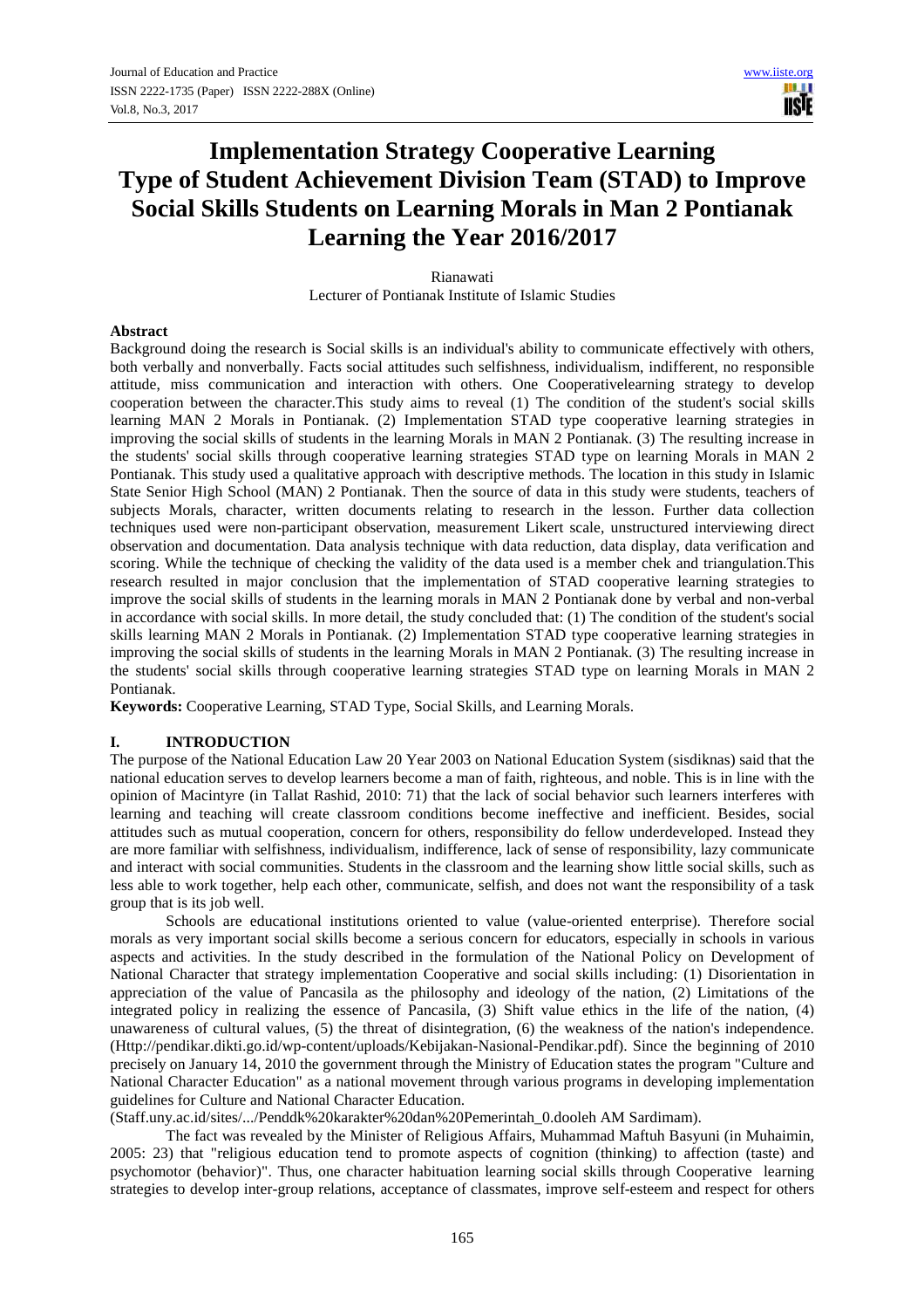# Implementation Strategy Cooperative Learning Type of Student Achievement Division Team (STAD) to Improve Social Skills Students on Learning Morals in Man 2 Pontianak Learning the Year 2016/2017

Rianawati

Lecturer of Pontianak Institute of Islamic Studies

**Abstract**

Background doing the research is Social skills is an individual's ability to communicate effectively with others, both verbally and nonverbally. Facts social attitudes such selfishness, individualism, indifferent, no responsible attitude, miss communication and interaction with others. One Cooperativelearning strategy to develop cooperation between the character.This study aims to reveal (1) The condition of the student's social skills learning MAN 2 Morals in Pontianak. (2) Implementation STAD type cooperative learning strategies in improving the social skills of students in the learning Morals in MAN 2 Pontianak. (3) The resulting increase in the students' social skills through cooperative learning strategies STAD type on learning Morals in MAN 2 Pontianak. This study used a qualitative approach with descriptive methods. The location in this study in Islamic State Senior High School (MAN) 2 Pontianak. Then the source of data in this study were students, teachers of subjects Morals, character, written documents relating to research in the lesson. Further data collection techniques used were non-participant observation, measurement Likert scale, unstructured interviewing direct observation and documentation. Data analysis technique with data reduction, data display, data verification and scoring. While the technique of checking the validity of the data used is a member chek and triangulation.This research resulted in major conclusion that the implementation of STAD cooperative learning strategies to improve the social skills of students in the learning morals in MAN 2 Pontianak done by verbal and non-verbal in accordance with social skills. In more detail, the study concluded that: (1) The condition of the student's social skills learning MAN 2 Morals in Pontianak. (2) Implementation STAD type cooperative learning strategies in improving the social skills of students in the learning Morals in MAN 2 Pontianak. (3) The resulting increase in the students' social skills through cooperative learning strategies STAD type on learning Morals in MAN 2 Pontianak.

**Keywords:** Cooperative Learning, STAD Type, Social Skills, and Learning Morals.

## I. INTRODUCTION

The purpose of the National Education Law 20 Year 2003 on National Education System (sisdiknas) said that the national education serves to develop learners become a man of faith, righteous, and noble. This is in line with the opinion of Macintyre (in Tallat Rashid, 2010: 71) that the lack of social behavior such learners interferes with learning and teaching will create classroom conditions become ineffective and inefficient. Besides, social attitudes such as mutual cooperation, concern for others, responsibility do fellow underdeveloped. Instead they are more familiar with selfishness, individualism, indifference, lack of sense of responsibility, lazy communicate and interact with social communities. Students in the classroom and the learning show little social skills, such as less able to work together, help each other, communicate, selfish, and does not want the responsibility of a task group that is its job well.

Schools are educational institutions oriented to value (value-oriented enterprise). Therefore social morals as very important social skills become a serious concern for educators, especially in schools in various aspects and activities. In the study described in the formulation of the National Policy on Development of National Character that strategy implementation Cooperative and social skills including: (1) Disorientation in appreciation of the value of Pancasila as the philosophy and ideology of the nation, (2) Limitations of the integrated policy in realizing the essence of Pancasila, (3) Shift value ethics in the life of the nation, (4) unawareness of cultural values, (5) the threat of disintegration, (6) the weakness of the nation's independence. (Http://pendikar.dikti.go.id/wp-content/uploads/Kebijakan-Nasional-Pendikar.pdf). Since the beginning of 2010 precisely on January 14, 2010 the government through the Ministry of Education states the program "Culture and National Character Education" as a national movement through various programs in developing implementation guidelines for Culture and National Character Education.

(Staff.uny.ac.id/sites/.../Penddk%20karakter%20dan%20Pemerintah_0.dooleh AM Sardimam).

The fact was revealed by the Minister of Religious Affairs, Muhammad Maftuh Basyuni (in Muhaimin, 2005: 23) that "religious education tend to promote aspects of cognition (thinking) to affection (taste) and psychomotor (behavior)". Thus, one character habituation learning social skills through Cooperative learning strategies to develop inter-group relations, acceptance of classmates, improve self-esteem and respect for others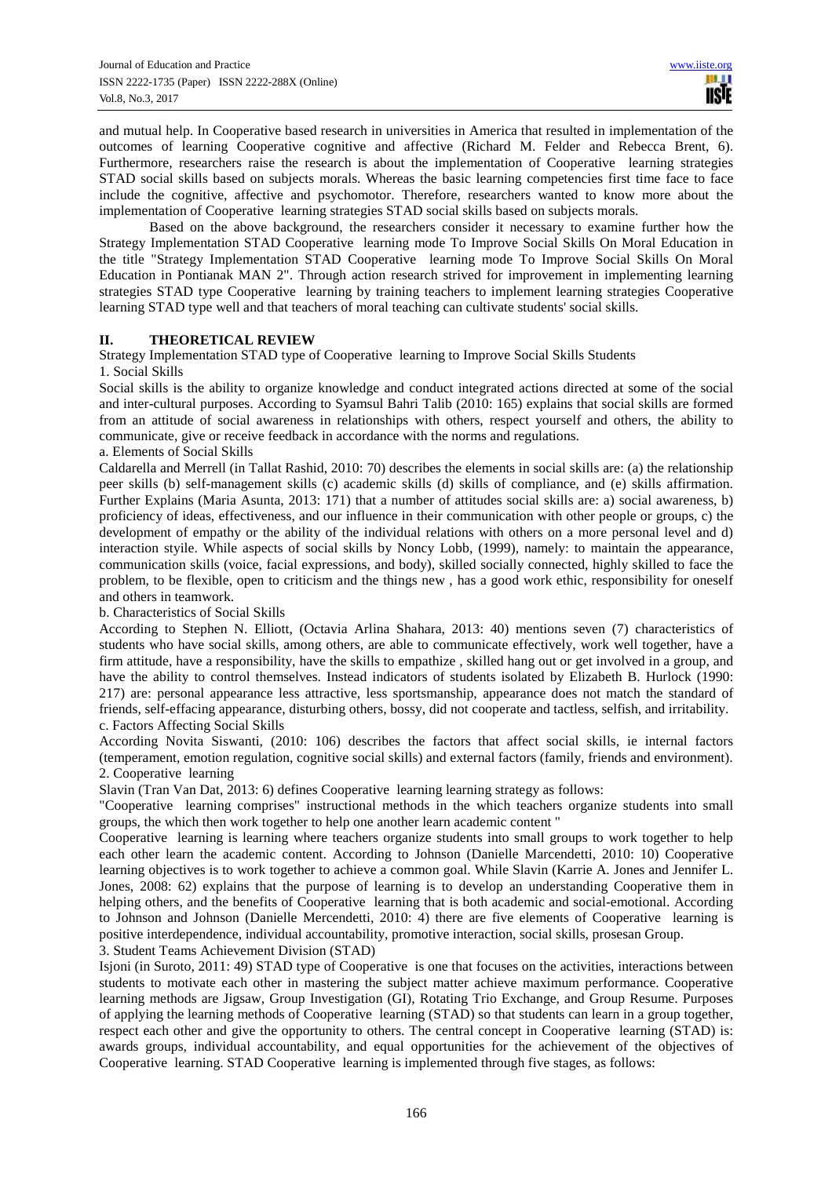and mutual help. In Cooperative based research in universities in America that resulted in implementation of the outcomes of learning Cooperative cognitive and affective (Richard M. Felder and Rebecca Brent, 6). Furthermore, researchers raise the research is about the implementation of Cooperative learning strategies STAD social skills based on subjects morals. Whereas the basic learning competencies first time face to face include the cognitive, affective and psychomotor. Therefore, researchers wanted to know more about the implementation of Cooperative learning strategies STAD social skills based on subjects morals.

Based on the above background, the researchers consider it necessary to examine further how the Strategy Implementation STAD Cooperative learning mode To Improve Social Skills On Moral Education in the title "Strategy Implementation STAD Cooperative learning mode To Improve Social Skills On Moral Education in Pontianak MAN 2". Through action research strived for improvement in implementing learning strategies STAD type Cooperative learning by training teachers to implement learning strategies Cooperative learning STAD type well and that teachers of moral teaching can cultivate students' social skills.

## II. THEORETICAL REVIEW

Strategy Implementation STAD type of Cooperative learning to Improve Social Skills Students

### 1. Social Skills

Social skills is the ability to organize knowledge and conduct integrated actions directed at some of the social and inter-cultural purposes. According to Syamsul Bahri Talib (2010: 165) explains that social skills are formed from an attitude of social awareness in relationships with others, respect yourself and others, the ability to communicate, give or receive feedback in accordance with the norms and regulations.

#### a. Elements of Social Skills

Caldarella and Merrell (in Tallat Rashid, 2010: 70) describes the elements in social skills are: (a) the relationship peer skills (b) self-management skills (c) academic skills (d) skills of compliance, and (e) skills affirmation. Further Explains (Maria Asunta, 2013: 171) that a number of attitudes social skills are: a) social awareness, b) proficiency of ideas, effectiveness, and our influence in their communication with others other people or groups, c) the development of empathy or the ability of the individual relations with others on a more personal level and d) interaction styile. While aspects of social skills by Noncy Lobb, (1999), namely: to maintain the appearance, communication skills (voice, facial expressions, and body), skilled socially connected, highly skilled to face the problem, to be flexible, open to criticism and the things new , has a good work ethic, responsibility for oneself and others in teamwork.

#### b. Characteristics of Social Skills

According to Stephen N. Elliott, (Octavia Arlina Shahara, 2013: 40) mentions seven (7) characteristics of students who have social skills, among others, are able to communicate effectively, work well together, have a firm attitude, have a responsibility, have the skills to empathize , skilled hang out or get involved in a group, and have the ability to control themselves. Instead indicators of students isolated by Elizabeth B. Hurlock (1990: 217) are: personal appearance less attractive, less sportsmanship, appearance does not match the standard of friends, self-effacing appearance, disturbing others, bossy, did not cooperate and tactless, selfish, and irritability.

#### c. Factors Affecting Social Skills

According Novita Siswanti, (2010: 106) describes the factors that affect social skills, ie internal factors (temperament, emotion regulation, cognitive social skills) and external factors (family, friends and environment).

### 2. Cooperative learning

Slavin (Tran Van Dat, 2013: 6) defines Cooperative learning learning strategy as follows:

"Cooperative learning comprises" instructional methods in the which teachers organize students into small groups, the which then work together to help one another learn academic content "

Cooperative learning is learning where teachers organize students into small groups to work together to help each other learn the academic content. According to Johnson (Danielle Marcendetti, 2010: 10) Cooperative learning objectives is to work together to achieve a common goal. While Slavin (Karrie A. Jones and Jennifer L. Jones, 2008: 62) explains that the purpose of learning is to develop an understanding Cooperative them in helping others, and the benefits of Cooperative learning that is both academic and social-emotional. According to Johnson and Johnson (Danielle Mercendetti, 2010: 4) there are five elements of Cooperative learning is positive interdependence, individual accountability, promotive interaction, social skills, prosesan Group.

### 3. Student Teams Achievement Division (STAD)

Isjoni (in Suroto, 2011: 49) STAD type of Cooperative is one that focuses on the activities, interactions between students to motivate each other in mastering the subject matter achieve maximum performance. Cooperative learning methods are Jigsaw, Group Investigation (GI), Rotating Trio Exchange, and Group Resume. Purposes of applying the learning methods of Cooperative learning (STAD) so that students can learn in a group together, respect each other and give the opportunity to others. The central concept in Cooperative learning (STAD) is: awards groups, individual accountability, and equal opportunities for the achievement of the objectives of Cooperative learning. STAD Cooperative learning is implemented through five stages, as follows: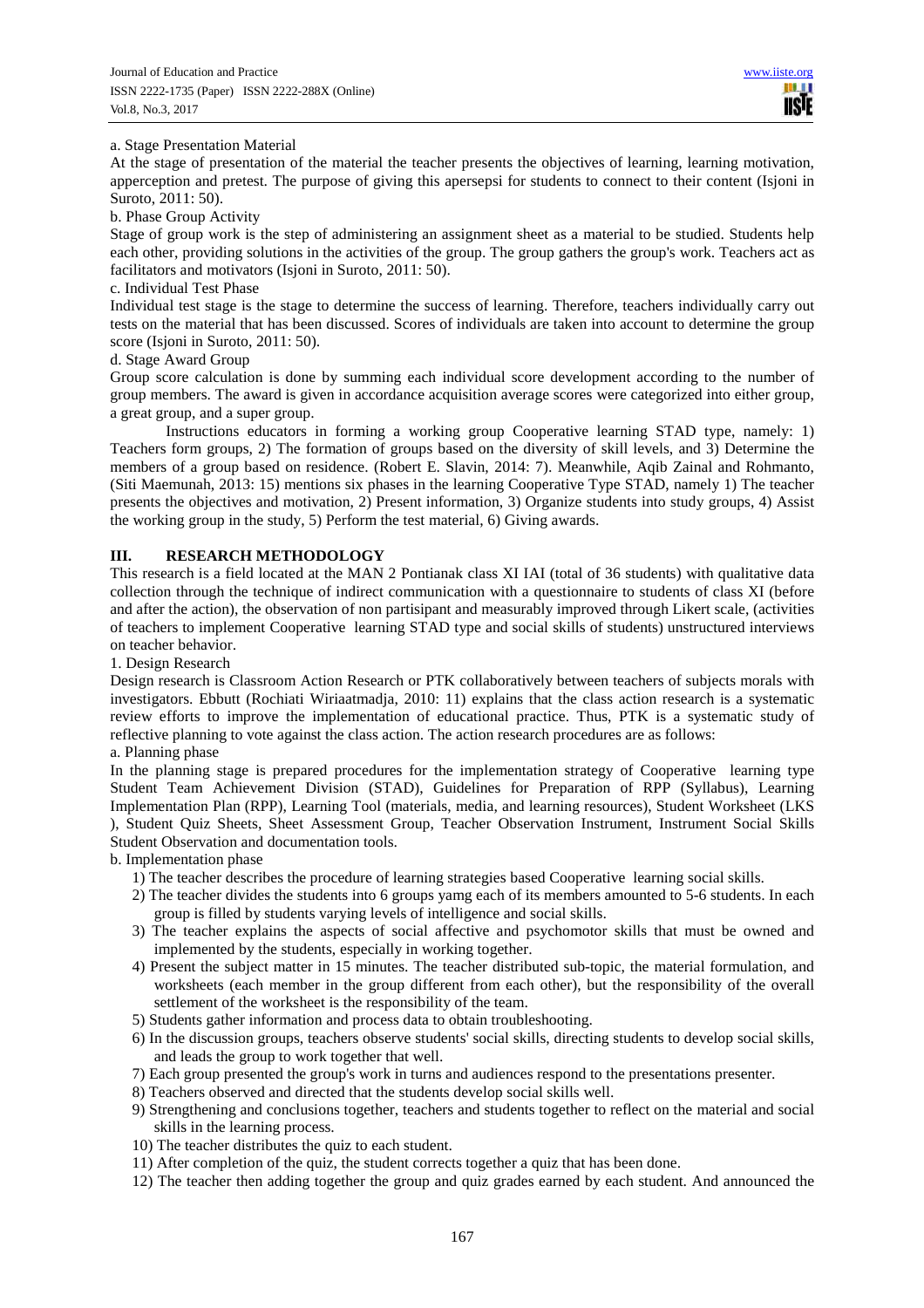a. Stage Presentation Material

At the stage of presentation of the material the teacher presents the objectives of learning, learning motivation, apperception and pretest. The purpose of giving this apersepsi for students to connect to their content (Isjoni in Suroto, 2011: 50).

b. Phase Group Activity

Stage of group work is the step of administering an assignment sheet as a material to be studied. Students help each other, providing solutions in the activities of the group. The group gathers the group's work. Teachers act as facilitators and motivators (Isjoni in Suroto, 2011: 50).

c. Individual Test Phase

Individual test stage is the stage to determine the success of learning. Therefore, teachers individually carry out tests on the material that has been discussed. Scores of individuals are taken into account to determine the group score (Isjoni in Suroto, 2011: 50).

d. Stage Award Group

Group score calculation is done by summing each individual score development according to the number of group members. The award is given in accordance acquisition average scores were categorized into either group, a great group, and a super group.

Instructions educators in forming a working group Cooperative learning STAD type, namely: 1) Teachers form groups, 2) The formation of groups based on the diversity of skill levels, and 3) Determine the members of a group based on residence. (Robert E. Slavin, 2014: 7). Meanwhile, Aqib Zainal and Rohmanto, (Siti Maemunah, 2013: 15) mentions six phases in the learning Cooperative Type STAD, namely 1) The teacher presents the objectives and motivation, 2) Present information, 3) Organize students into study groups, 4) Assist the working group in the study, 5) Perform the test material, 6) Giving awards.

## III. RESEARCH METHODOLOGY

This research is a field located at the MAN 2 Pontianak class XI IAI (total of 36 students) with qualitative data collection through the technique of indirect communication with a questionnaire to students of class XI (before and after the action), the observation of non partisipant and measurably improved through Likert scale, (activities of teachers to implement Cooperative learning STAD type and social skills of students) unstructured interviews on teacher behavior.

1. Design Research

Design research is Classroom Action Research or PTK collaboratively between teachers of subjects morals with investigators. Ebbutt (Rochiati Wiriaatmadja, 2010: 11) explains that the class action research is a systematic review efforts to improve the implementation of educational practice. Thus, PTK is a systematic study of reflective planning to vote against the class action. The action research procedures are as follows:

a. Planning phase

In the planning stage is prepared procedures for the implementation strategy of Cooperative learning type Student Team Achievement Division (STAD), Guidelines for Preparation of RPP (Syllabus), Learning Implementation Plan (RPP), Learning Tool (materials, media, and learning resources), Student Worksheet (LKS ), Student Quiz Sheets, Sheet Assessment Group, Teacher Observation Instrument, Instrument Social Skills Student Observation and documentation tools.

b. Implementation phase

1) The teacher describes the procedure of learning strategies based Cooperative learning social skills.
2) The teacher divides the students into 6 groups yamg each of its members amounted to 5-6 students. In each group is filled by students varying levels of intelligence and social skills.
3) The teacher explains the aspects of social affective and psychomotor skills that must be owned and implemented by the students, especially in working together.
4) Present the subject matter in 15 minutes. The teacher distributed sub-topic, the material formulation, and worksheets (each member in the group different from each other), but the responsibility of the overall settlement of the worksheet is the responsibility of the team.
5) Students gather information and process data to obtain troubleshooting.
6) In the discussion groups, teachers observe students' social skills, directing students to develop social skills, and leads the group to work together that well.
7) Each group presented the group's work in turns and audiences respond to the presentations presenter.
8) Teachers observed and directed that the students develop social skills well.
9) Strengthening and conclusions together, teachers and students together to reflect on the material and social skills in the learning process.
10) The teacher distributes the quiz to each student.
11) After completion of the quiz, the student corrects together a quiz that has been done.
12) The teacher then adding together the group and quiz grades earned by each student. And announced the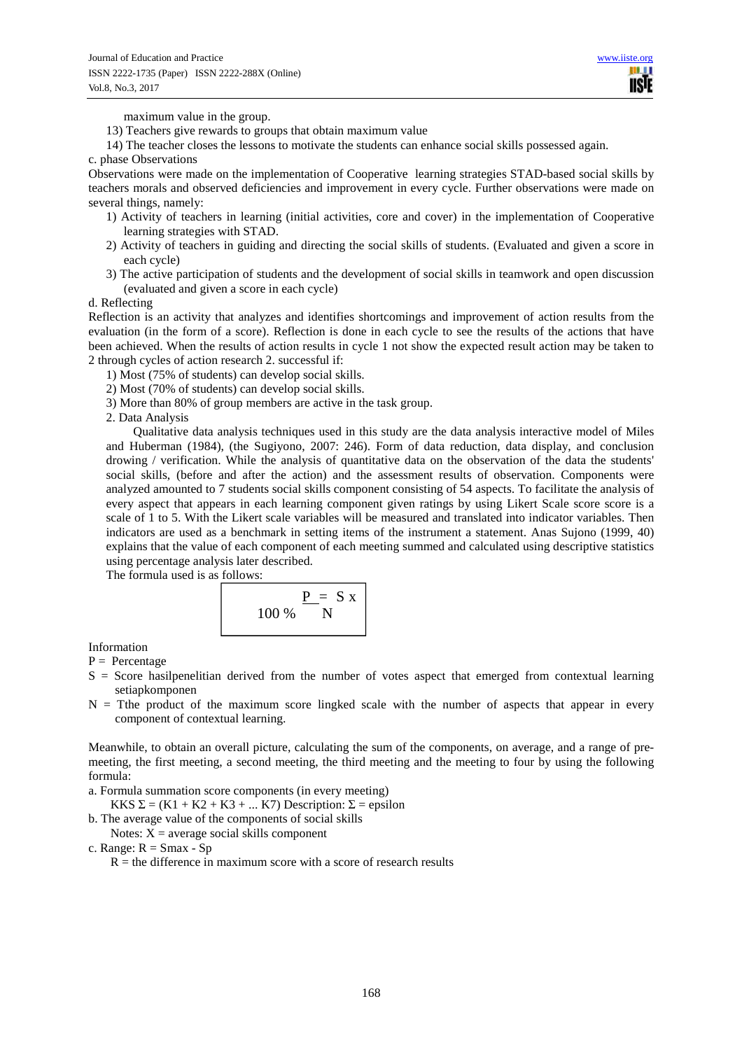maximum value in the group.

13) Teachers give rewards to groups that obtain maximum value

14) The teacher closes the lessons to motivate the students can enhance social skills possessed again.

c. phase Observations

Observations were made on the implementation of Cooperative learning strategies STAD-based social skills by teachers morals and observed deficiencies and improvement in every cycle. Further observations were made on several things, namely:

1) Activity of teachers in learning (initial activities, core and cover) in the implementation of Cooperative learning strategies with STAD.
2) Activity of teachers in guiding and directing the social skills of students. (Evaluated and given a score in each cycle)
3) The active participation of students and the development of social skills in teamwork and open discussion (evaluated and given a score in each cycle)

d. Reflecting

Reflection is an activity that analyzes and identifies shortcomings and improvement of action results from the evaluation (in the form of a score). Reflection is done in each cycle to see the results of the actions that have been achieved. When the results of action results in cycle 1 not show the expected result action may be taken to 2 through cycles of action research 2. successful if:

1) Most (75% of students) can develop social skills.
2) Most (70% of students) can develop social skills.
3) More than 80% of group members are active in the task group.

2. Data Analysis

Qualitative data analysis techniques used in this study are the data analysis interactive model of Miles and Huberman (1984), (the Sugiyono, 2007: 246). Form of data reduction, data display, and conclusion drowing / verification. While the analysis of quantitative data on the observation of the data the students' social skills, (before and after the action) and the assessment results of observation. Components were analyzed amounted to 7 students social skills component consisting of 54 aspects. To facilitate the analysis of every aspect that appears in each learning component given ratings by using Likert Scale score score is a scale of 1 to 5. With the Likert scale variables will be measured and translated into indicator variables. Then indicators are used as a benchmark in setting items of the instrument a statement. Anas Sujono (1999, 40) explains that the value of each component of each meeting summed and calculated using descriptive statistics using percentage analysis later described.

The formula used is as follows:

$$P = \frac{S}{N} \times 100\,\%$$

Information

P = Percentage

S = Score hasilpenelitian derived from the number of votes aspect that emerged from contextual learning setiapkomponen

N = Tthe product of the maximum score lingked scale with the number of aspects that appear in every component of contextual learning.

Meanwhile, to obtain an overall picture, calculating the sum of the components, on average, and a range of pre-meeting, the first meeting, a second meeting, the third meeting and the meeting to four by using the following formula:

a. Formula summation score components (in every meeting)

KKS $\Sigma = (K1 + K2 + K3 + \ldots K7)$ Description: $\Sigma$ = epsilon

b. The average value of the components of social skills

Notes: $X$ = average social skills component

c. Range: $R = Smax - Sp$

$R$ = the difference in maximum score with a score of research results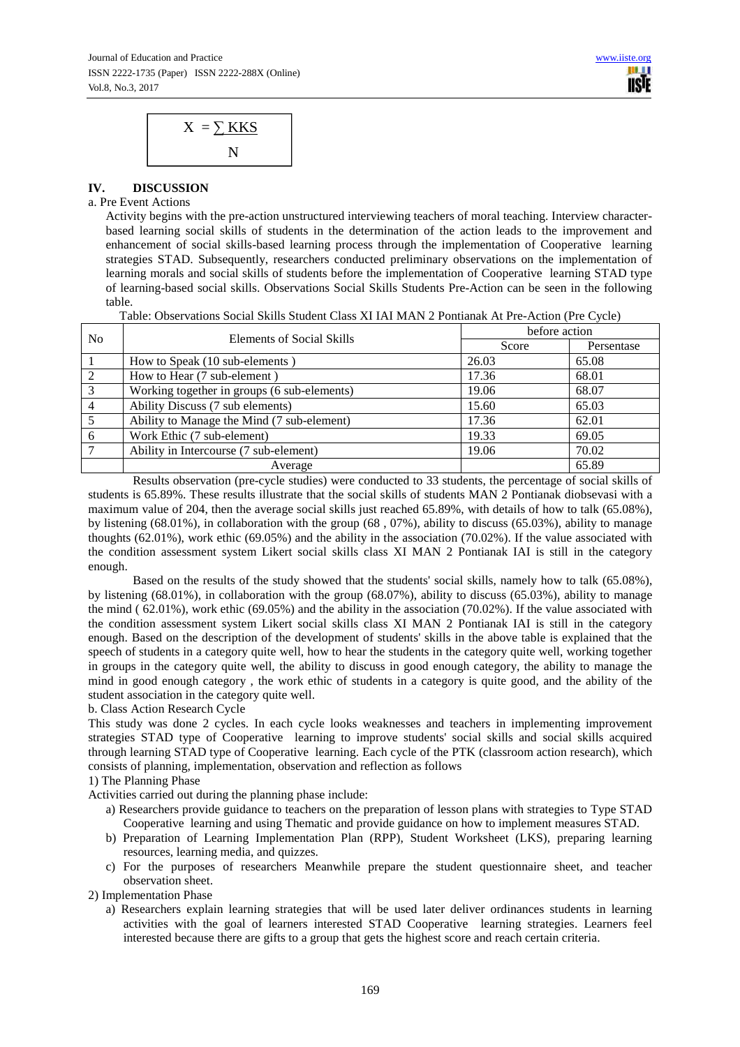$$X = \frac{\sum KKS}{N}$$

## IV. DISCUSSION

a. Pre Event Actions

Activity begins with the pre-action unstructured interviewing teachers of moral teaching. Interview character-based learning social skills of students in the determination of the action leads to the improvement and enhancement of social skills-based learning process through the implementation of Cooperative learning strategies STAD. Subsequently, researchers conducted preliminary observations on the implementation of learning morals and social skills of students before the implementation of Cooperative learning STAD type of learning-based social skills. Observations Social Skills Students Pre-Action can be seen in the following table.

Table: Observations Social Skills Student Class XI IAI MAN 2 Pontianak At Pre-Action (Pre Cycle)

| No | Elements of Social Skills | before action | |
|---|---|---|---|
| | | Score | Persentase |
| 1 | How to Speak (10 sub-elements ) | 26.03 | 65.08 |
| 2 | How to Hear (7 sub-element ) | 17.36 | 68.01 |
| 3 | Working together in groups (6 sub-elements) | 19.06 | 68.07 |
| 4 | Ability Discuss (7 sub elements) | 15.60 | 65.03 |
| 5 | Ability to Manage the Mind (7 sub-element) | 17.36 | 62.01 |
| 6 | Work Ethic (7 sub-element) | 19.33 | 69.05 |
| 7 | Ability in Intercourse (7 sub-element) | 19.06 | 70.02 |
| | Average | | 65.89 |

Results observation (pre-cycle studies) were conducted to 33 students, the percentage of social skills of students is 65.89%. These results illustrate that the social skills of students MAN 2 Pontianak diobsevasi with a maximum value of 204, then the average social skills just reached 65.89%, with details of how to talk (65.08%), by listening (68.01%), in collaboration with the group (68 , 07%), ability to discuss (65.03%), ability to manage thoughts (62.01%), work ethic (69.05%) and the ability in the association (70.02%). If the value associated with the condition assessment system Likert social skills class XI MAN 2 Pontianak IAI is still in the category enough.

Based on the results of the study showed that the students' social skills, namely how to talk (65.08%), by listening (68.01%), in collaboration with the group (68.07%), ability to discuss (65.03%), ability to manage the mind ( 62.01%), work ethic (69.05%) and the ability in the association (70.02%). If the value associated with the condition assessment system Likert social skills class XI MAN 2 Pontianak IAI is still in the category enough. Based on the description of the development of students' skills in the above table is explained that the speech of students in a category quite well, how to hear the students in the category quite well, working together in groups in the category quite well, the ability to discuss in good enough category, the ability to manage the mind in good enough category , the work ethic of students in a category is quite good, and the ability of the student association in the category quite well.

b. Class Action Research Cycle

This study was done 2 cycles. In each cycle looks weaknesses and teachers in implementing improvement strategies STAD type of Cooperative learning to improve students' social skills and social skills acquired through learning STAD type of Cooperative learning. Each cycle of the PTK (classroom action research), which consists of planning, implementation, observation and reflection as follows

1) The Planning Phase

Activities carried out during the planning phase include:

a) Researchers provide guidance to teachers on the preparation of lesson plans with strategies to Type STAD Cooperative learning and using Thematic and provide guidance on how to implement measures STAD.
b) Preparation of Learning Implementation Plan (RPP), Student Worksheet (LKS), preparing learning resources, learning media, and quizzes.
c) For the purposes of researchers Meanwhile prepare the student questionnaire sheet, and teacher observation sheet.

2) Implementation Phase

a) Researchers explain learning strategies that will be used later deliver ordinances students in learning activities with the goal of learners interested STAD Cooperative learning strategies. Learners feel interested because there are gifts to a group that gets the highest score and reach certain criteria.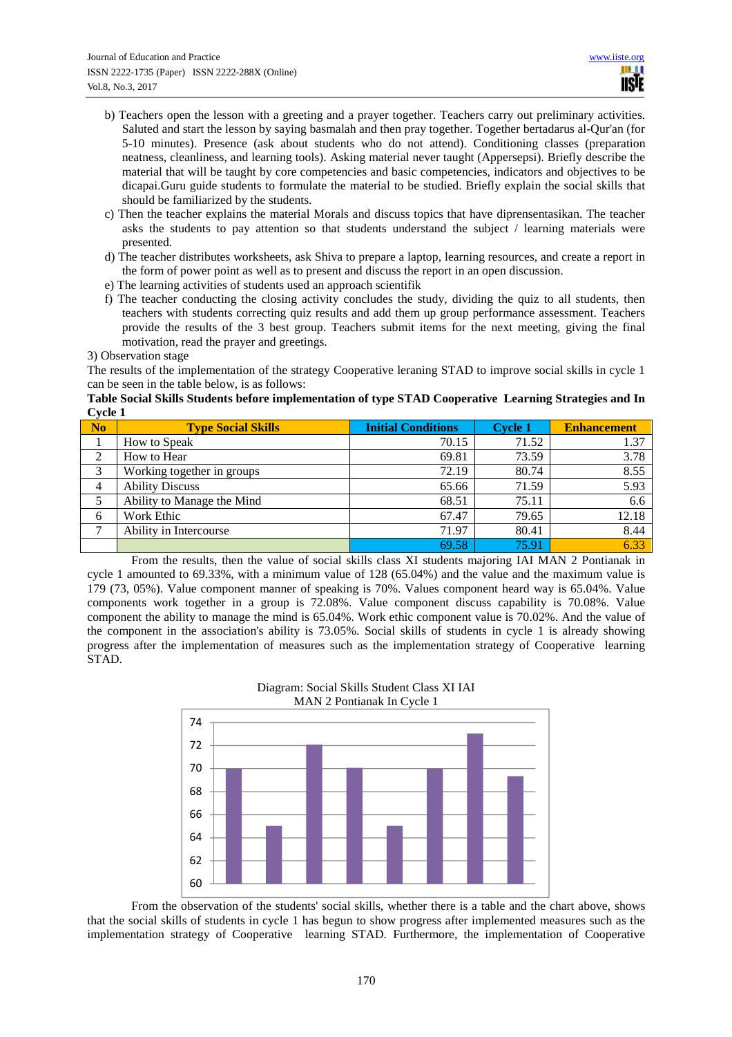b) Teachers open the lesson with a greeting and a prayer together. Teachers carry out preliminary activities. Saluted and start the lesson by saying basmalah and then pray together. Together bertadarus al-Qur'an (for 5-10 minutes). Presence (ask about students who do not attend). Conditioning classes (preparation neatness, cleanliness, and learning tools). Asking material never taught (Appersepsi). Briefly describe the material that will be taught by core competencies and basic competencies, indicators and objectives to be dicapai.Guru guide students to formulate the material to be studied. Briefly explain the social skills that should be familiarized by the students.

c) Then the teacher explains the material Morals and discuss topics that have diprensentasikan. The teacher asks the students to pay attention so that students understand the subject / learning materials were presented.

d) The teacher distributes worksheets, ask Shiva to prepare a laptop, learning resources, and create a report in the form of power point as well as to present and discuss the report in an open discussion.

e) The learning activities of students used an approach scientifik

f) The teacher conducting the closing activity concludes the study, dividing the quiz to all students, then teachers with students correcting quiz results and add them up group performance assessment. Teachers provide the results of the 3 best group. Teachers submit items for the next meeting, giving the final motivation, read the prayer and greetings.

3) Observation stage

The results of the implementation of the strategy Cooperative leraning STAD to improve social skills in cycle 1 can be seen in the table below, is as follows:

**Table Social Skills Students before implementation of type STAD Cooperative Learning Strategies and In Cycle 1**

| No | Type Social Skills | Initial Conditions | Cycle 1 | Enhancement |
|---|---|---|---|---|
| 1 | How to Speak | 70.15 | 71.52 | 1.37 |
| 2 | How to Hear | 69.81 | 73.59 | 3.78 |
| 3 | Working together in groups | 72.19 | 80.74 | 8.55 |
| 4 | Ability Discuss | 65.66 | 71.59 | 5.93 |
| 5 | Ability to Manage the Mind | 68.51 | 75.11 | 6.6 |
| 6 | Work Ethic | 67.47 | 79.65 | 12.18 |
| 7 | Ability in Intercourse | 71.97 | 80.41 | 8.44 |
| | | 69.58 | 75.91 | 6.33 |

From the results, then the value of social skills class XI students majoring IAI MAN 2 Pontianak in cycle 1 amounted to 69.33%, with a minimum value of 128 (65.04%) and the value and the maximum value is 179 (73, 05%). Value component manner of speaking is 70%. Values component heard way is 65.04%. Value components work together in a group is 72.08%. Value component discuss capability is 70.08%. Value component the ability to manage the mind is 65.04%. Work ethic component value is 70.02%. And the value of the component in the association's ability is 73.05%. Social skills of students in cycle 1 is already showing progress after the implementation of measures such as the implementation strategy of Cooperative learning STAD.

Diagram: Social Skills Student Class XI IAI MAN 2 Pontianak In Cycle 1

From the observation of the students' social skills, whether there is a table and the chart above, shows that the social skills of students in cycle 1 has begun to show progress after implemented measures such as the implementation strategy of Cooperative learning STAD. Furthermore, the implementation of Cooperative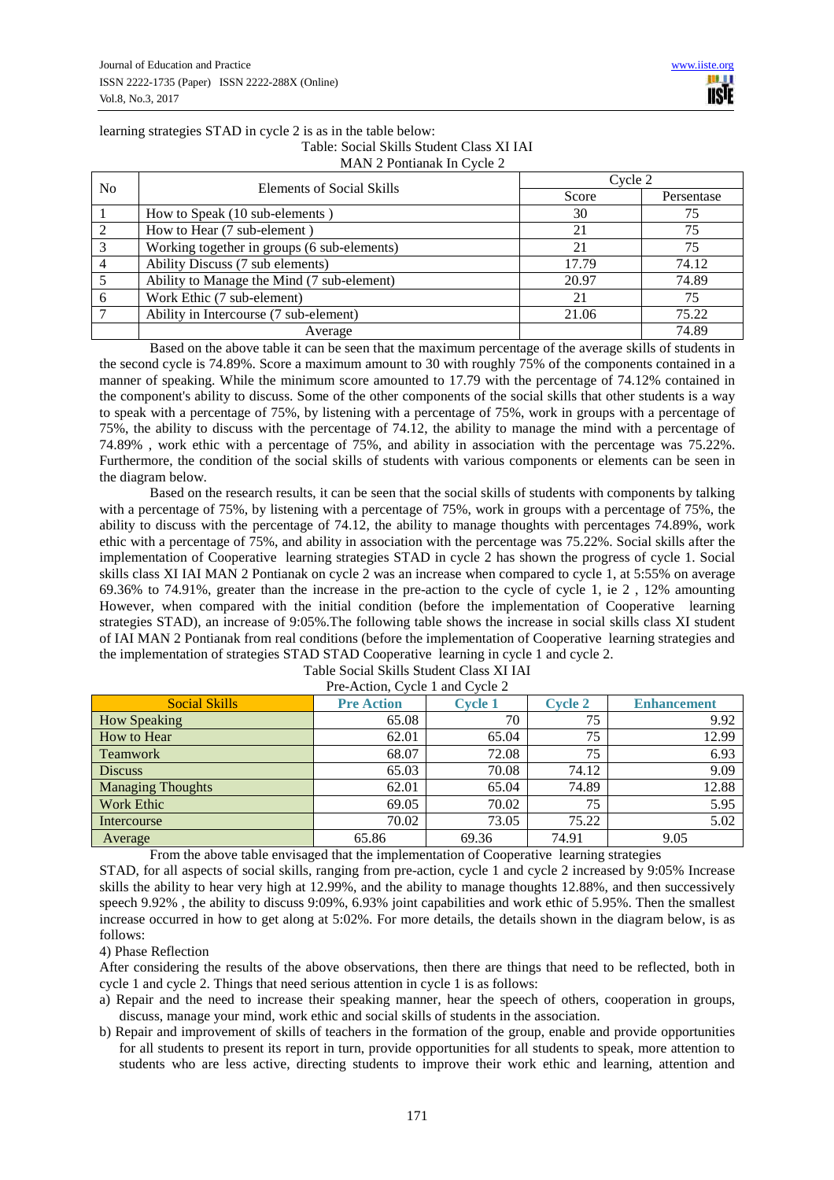learning strategies STAD in cycle 2 is as in the table below:

Table: Social Skills Student Class XI IAI
MAN 2 Pontianak In Cycle 2

| No | Elements of Social Skills | Cycle 2 | |
|---|---|---|---|
| | | Score | Persentase |
| 1 | How to Speak (10 sub-elements ) | 30 | 75 |
| 2 | How to Hear (7 sub-element ) | 21 | 75 |
| 3 | Working together in groups (6 sub-elements) | 21 | 75 |
| 4 | Ability Discuss (7 sub elements) | 17.79 | 74.12 |
| 5 | Ability to Manage the Mind (7 sub-element) | 20.97 | 74.89 |
| 6 | Work Ethic (7 sub-element) | 21 | 75 |
| 7 | Ability in Intercourse (7 sub-element) | 21.06 | 75.22 |
| | Average | | 74.89 |

Based on the above table it can be seen that the maximum percentage of the average skills of students in the second cycle is 74.89%. Score a maximum amount to 30 with roughly 75% of the components contained in a manner of speaking. While the minimum score amounted to 17.79 with the percentage of 74.12% contained in the component's ability to discuss. Some of the other components of the social skills that other students is a way to speak with a percentage of 75%, by listening with a percentage of 75%, work in groups with a percentage of 75%, the ability to discuss with the percentage of 74.12, the ability to manage the mind with a percentage of 74.89% , work ethic with a percentage of 75%, and ability in association with the percentage was 75.22%. Furthermore, the condition of the social skills of students with various components or elements can be seen in the diagram below.

Based on the research results, it can be seen that the social skills of students with components by talking with a percentage of 75%, by listening with a percentage of 75%, work in groups with a percentage of 75%, the ability to discuss with the percentage of 74.12, the ability to manage thoughts with percentages 74.89%, work ethic with a percentage of 75%, and ability in association with the percentage was 75.22%. Social skills after the implementation of Cooperative learning strategies STAD in cycle 2 has shown the progress of cycle 1. Social skills class XI IAI MAN 2 Pontianak on cycle 2 was an increase when compared to cycle 1, at 5:55% on average 69.36% to 74.91%, greater than the increase in the pre-action to the cycle of cycle 1, ie 2 , 12% amounting However, when compared with the initial condition (before the implementation of Cooperative learning strategies STAD), an increase of 9:05%.The following table shows the increase in social skills class XI student of IAI MAN 2 Pontianak from real conditions (before the implementation of Cooperative learning strategies and the implementation of strategies STAD STAD Cooperative learning in cycle 1 and cycle 2.

Table Social Skills Student Class XI IAI
Pre-Action, Cycle 1 and Cycle 2

| Social Skills | Pre Action | Cycle 1 | Cycle 2 | Enhancement |
|---|---|---|---|---|
| How Speaking | 65.08 | 70 | 75 | 9.92 |
| How to Hear | 62.01 | 65.04 | 75 | 12.99 |
| Teamwork | 68.07 | 72.08 | 75 | 6.93 |
| Discuss | 65.03 | 70.08 | 74.12 | 9.09 |
| Managing Thoughts | 62.01 | 65.04 | 74.89 | 12.88 |
| Work Ethic | 69.05 | 70.02 | 75 | 5.95 |
| Intercourse | 70.02 | 73.05 | 75.22 | 5.02 |
| Average | 65.86 | 69.36 | 74.91 | 9.05 |

From the above table envisaged that the implementation of Cooperative learning strategies STAD, for all aspects of social skills, ranging from pre-action, cycle 1 and cycle 2 increased by 9:05% Increase skills the ability to hear very high at 12.99%, and the ability to manage thoughts 12.88%, and then successively speech 9.92% , the ability to discuss 9:09%, 6.93% joint capabilities and work ethic of 5.95%. Then the smallest increase occurred in how to get along at 5:02%. For more details, the details shown in the diagram below, is as follows:

4) Phase Reflection

After considering the results of the above observations, then there are things that need to be reflected, both in cycle 1 and cycle 2. Things that need serious attention in cycle 1 is as follows:

a) Repair and the need to increase their speaking manner, hear the speech of others, cooperation in groups, discuss, manage your mind, work ethic and social skills of students in the association.
b) Repair and improvement of skills of teachers in the formation of the group, enable and provide opportunities for all students to present its report in turn, provide opportunities for all students to speak, more attention to students who are less active, directing students to improve their work ethic and learning, attention and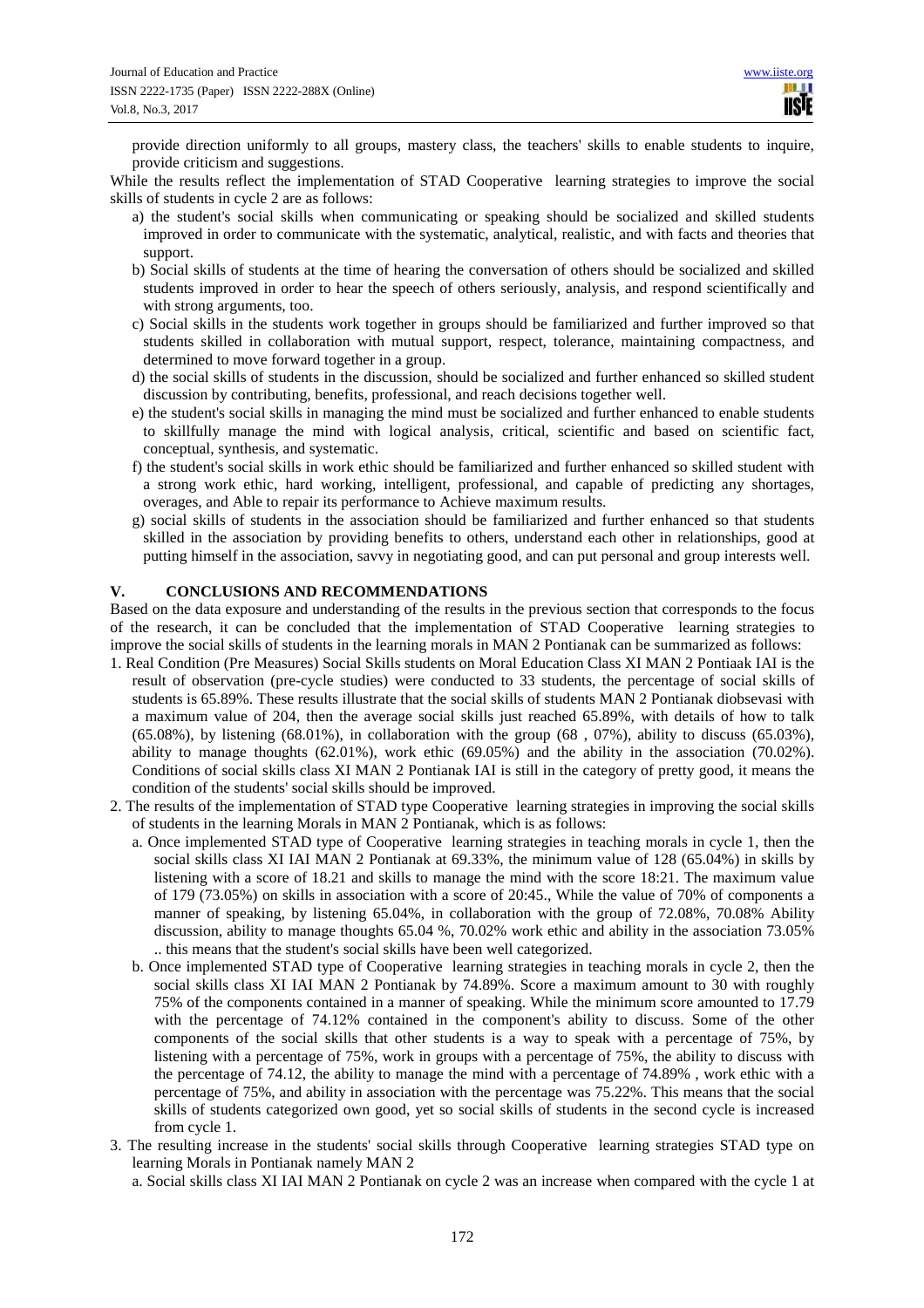provide direction uniformly to all groups, mastery class, the teachers' skills to enable students to inquire, provide criticism and suggestions.

While the results reflect the implementation of STAD Cooperative learning strategies to improve the social skills of students in cycle 2 are as follows:

a) the student's social skills when communicating or speaking should be socialized and skilled students improved in order to communicate with the systematic, analytical, realistic, and with facts and theories that support.
b) Social skills of students at the time of hearing the conversation of others should be socialized and skilled students improved in order to hear the speech of others seriously, analysis, and respond scientifically and with strong arguments, too.
c) Social skills in the students work together in groups should be familiarized and further improved so that students skilled in collaboration with mutual support, respect, tolerance, maintaining compactness, and determined to move forward together in a group.
d) the social skills of students in the discussion, should be socialized and further enhanced so skilled student discussion by contributing, benefits, professional, and reach decisions together well.
e) the student's social skills in managing the mind must be socialized and further enhanced to enable students to skillfully manage the mind with logical analysis, critical, scientific and based on scientific fact, conceptual, synthesis, and systematic.
f) the student's social skills in work ethic should be familiarized and further enhanced so skilled student with a strong work ethic, hard working, intelligent, professional, and capable of predicting any shortages, overages, and Able to repair its performance to Achieve maximum results.
g) social skills of students in the association should be familiarized and further enhanced so that students skilled in the association by providing benefits to others, understand each other in relationships, good at putting himself in the association, savvy in negotiating good, and can put personal and group interests well.

## V. CONCLUSIONS AND RECOMMENDATIONS

Based on the data exposure and understanding of the results in the previous section that corresponds to the focus of the research, it can be concluded that the implementation of STAD Cooperative learning strategies to improve the social skills of students in the learning morals in MAN 2 Pontianak can be summarized as follows:

1. Real Condition (Pre Measures) Social Skills students on Moral Education Class XI MAN 2 Pontiaak IAI is the result of observation (pre-cycle studies) were conducted to 33 students, the percentage of social skills of students is 65.89%. These results illustrate that the social skills of students MAN 2 Pontianak diobsevasi with a maximum value of 204, then the average social skills just reached 65.89%, with details of how to talk (65.08%), by listening (68.01%), in collaboration with the group (68 , 07%), ability to discuss (65.03%), ability to manage thoughts (62.01%), work ethic (69.05%) and the ability in the association (70.02%). Conditions of social skills class XI MAN 2 Pontianak IAI is still in the category of pretty good, it means the condition of the students' social skills should be improved.
2. The results of the implementation of STAD type Cooperative learning strategies in improving the social skills of students in the learning Morals in MAN 2 Pontianak, which is as follows:
   a. Once implemented STAD type of Cooperative learning strategies in teaching morals in cycle 1, then the social skills class XI IAI MAN 2 Pontianak at 69.33%, the minimum value of 128 (65.04%) in skills by listening with a score of 18.21 and skills to manage the mind with the score 18:21. The maximum value of 179 (73.05%) on skills in association with a score of 20:45., While the value of 70% of components a manner of speaking, by listening 65.04%, in collaboration with the group of 72.08%, 70.08% Ability discussion, ability to manage thoughts 65.04 %, 70.02% work ethic and ability in the association 73.05% .. this means that the student's social skills have been well categorized.
   b. Once implemented STAD type of Cooperative learning strategies in teaching morals in cycle 2, then the social skills class XI IAI MAN 2 Pontianak by 74.89%. Score a maximum amount to 30 with roughly 75% of the components contained in a manner of speaking. While the minimum score amounted to 17.79 with the percentage of 74.12% contained in the component's ability to discuss. Some of the other components of the social skills that other students is a way to speak with a percentage of 75%, by listening with a percentage of 75%, work in groups with a percentage of 75%, the ability to discuss with the percentage of 74.12, the ability to manage the mind with a percentage of 74.89% , work ethic with a percentage of 75%, and ability in association with the percentage was 75.22%. This means that the social skills of students categorized own good, yet so social skills of students in the second cycle is increased from cycle 1.
3. The resulting increase in the students' social skills through Cooperative learning strategies STAD type on learning Morals in Pontianak namely MAN 2
   a. Social skills class XI IAI MAN 2 Pontianak on cycle 2 was an increase when compared with the cycle 1 at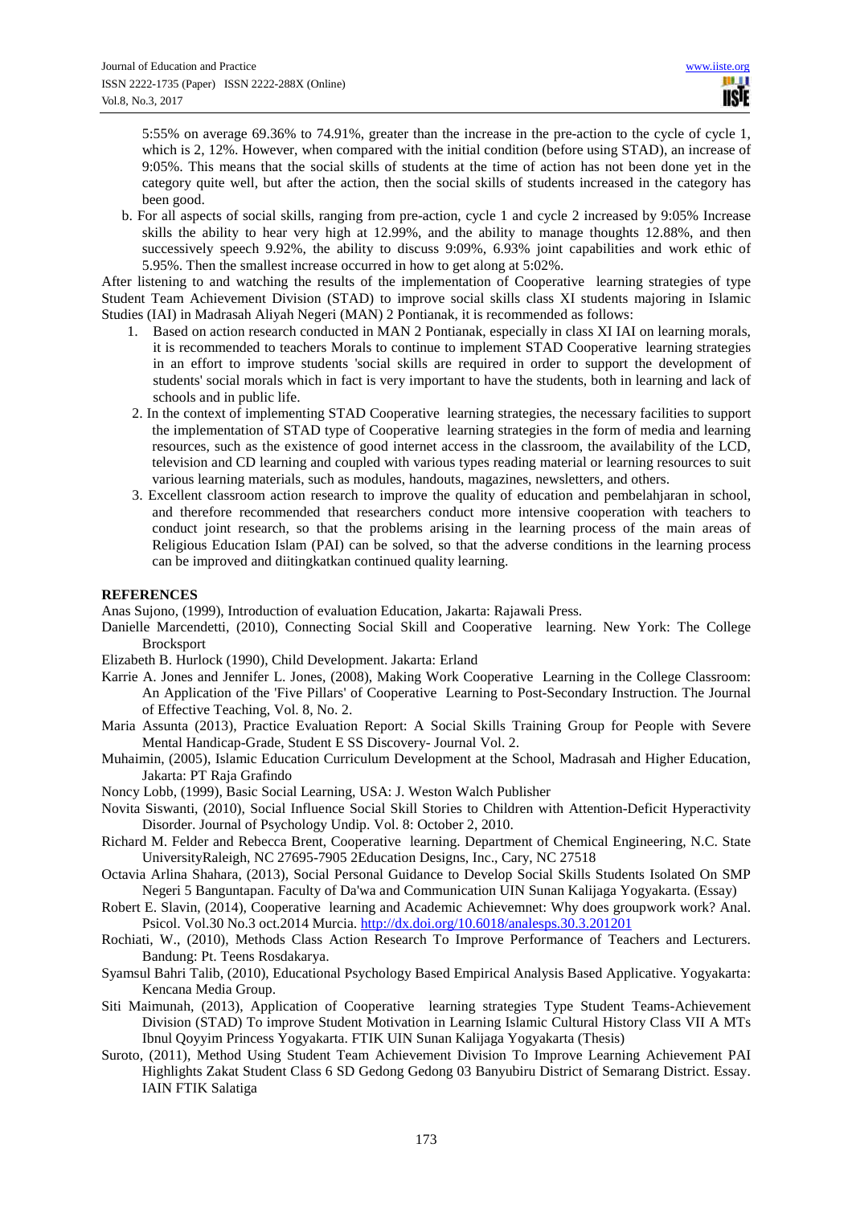5:55% on average 69.36% to 74.91%, greater than the increase in the pre-action to the cycle of cycle 1, which is 2, 12%. However, when compared with the initial condition (before using STAD), an increase of 9:05%. This means that the social skills of students at the time of action has not been done yet in the category quite well, but after the action, then the social skills of students increased in the category has been good.

b. For all aspects of social skills, ranging from pre-action, cycle 1 and cycle 2 increased by 9:05% Increase skills the ability to hear very high at 12.99%, and the ability to manage thoughts 12.88%, and then successively speech 9.92%, the ability to discuss 9:09%, 6.93% joint capabilities and work ethic of 5.95%. Then the smallest increase occurred in how to get along at 5:02%.

After listening to and watching the results of the implementation of Cooperative learning strategies of type Student Team Achievement Division (STAD) to improve social skills class XI students majoring in Islamic Studies (IAI) in Madrasah Aliyah Negeri (MAN) 2 Pontianak, it is recommended as follows:

1. Based on action research conducted in MAN 2 Pontianak, especially in class XI IAI on learning morals, it is recommended to teachers Morals to continue to implement STAD Cooperative learning strategies in an effort to improve students 'social skills are required in order to support the development of students' social morals which in fact is very important to have the students, both in learning and lack of schools and in public life.
2. In the context of implementing STAD Cooperative learning strategies, the necessary facilities to support the implementation of STAD type of Cooperative learning strategies in the form of media and learning resources, such as the existence of good internet access in the classroom, the availability of the LCD, television and CD learning and coupled with various types reading material or learning resources to suit various learning materials, such as modules, handouts, magazines, newsletters, and others.
3. Excellent classroom action research to improve the quality of education and pembelahjaran in school, and therefore recommended that researchers conduct more intensive cooperation with teachers to conduct joint research, so that the problems arising in the learning process of the main areas of Religious Education Islam (PAI) can be solved, so that the adverse conditions in the learning process can be improved and diitingkatkan continued quality learning.

**REFERENCES**

Anas Sujono, (1999), Introduction of evaluation Education, Jakarta: Rajawali Press.

Danielle Marcendetti, (2010), Connecting Social Skill and Cooperative learning. New York: The College Brocksport

Elizabeth B. Hurlock (1990), Child Development. Jakarta: Erland

Karrie A. Jones and Jennifer L. Jones, (2008), Making Work Cooperative Learning in the College Classroom: An Application of the 'Five Pillars' of Cooperative Learning to Post-Secondary Instruction. The Journal of Effective Teaching, Vol. 8, No. 2.

Maria Assunta (2013), Practice Evaluation Report: A Social Skills Training Group for People with Severe Mental Handicap-Grade, Student E SS Discovery- Journal Vol. 2.

Muhaimin, (2005), Islamic Education Curriculum Development at the School, Madrasah and Higher Education, Jakarta: PT Raja Grafindo

Noncy Lobb, (1999), Basic Social Learning, USA: J. Weston Walch Publisher

Novita Siswanti, (2010), Social Influence Social Skill Stories to Children with Attention-Deficit Hyperactivity Disorder. Journal of Psychology Undip. Vol. 8: October 2, 2010.

Richard M. Felder and Rebecca Brent, Cooperative learning. Department of Chemical Engineering, N.C. State UniversityRaleigh, NC 27695-7905 2Education Designs, Inc., Cary, NC 27518

Octavia Arlina Shahara, (2013), Social Personal Guidance to Develop Social Skills Students Isolated On SMP Negeri 5 Banguntapan. Faculty of Da'wa and Communication UIN Sunan Kalijaga Yogyakarta. (Essay)

Robert E. Slavin, (2014), Cooperative learning and Academic Achievemnet: Why does groupwork work? Anal. Psicol. Vol.30 No.3 oct.2014 Murcia. http://dx.doi.org/10.6018/analesps.30.3.201201

Rochiati, W., (2010), Methods Class Action Research To Improve Performance of Teachers and Lecturers. Bandung: Pt. Teens Rosdakarya.

Syamsul Bahri Talib, (2010), Educational Psychology Based Empirical Analysis Based Applicative. Yogyakarta: Kencana Media Group.

Siti Maimunah, (2013), Application of Cooperative learning strategies Type Student Teams-Achievement Division (STAD) To improve Student Motivation in Learning Islamic Cultural History Class VII A MTs Ibnul Qoyyim Princess Yogyakarta. FTIK UIN Sunan Kalijaga Yogyakarta (Thesis)

Suroto, (2011), Method Using Student Team Achievement Division To Improve Learning Achievement PAI Highlights Zakat Student Class 6 SD Gedong Gedong 03 Banyubiru District of Semarang District. Essay. IAIN FTIK Salatiga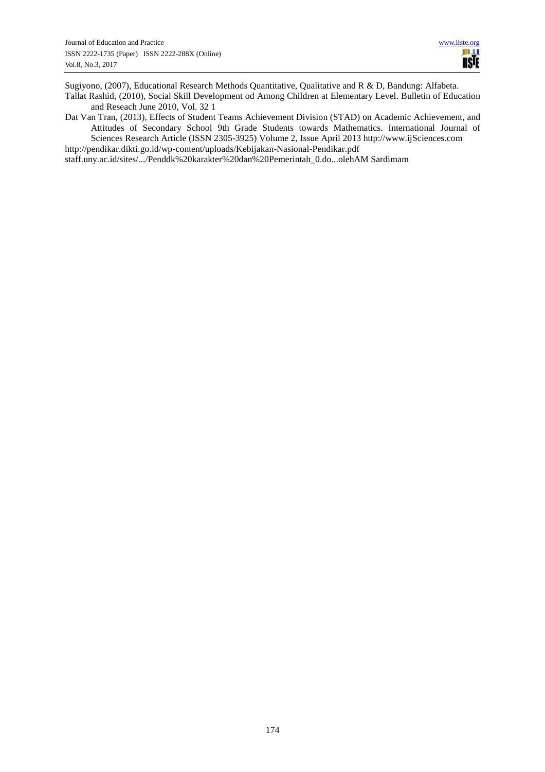Sugiyono, (2007), Educational Research Methods Quantitative, Qualitative and R & D, Bandung: Alfabeta.

Tallat Rashid, (2010), Social Skill Development od Among Children at Elementary Level. Bulletin of Education and Reseach June 2010, Vol. 32 1

Dat Van Tran, (2013), Effects of Student Teams Achievement Division (STAD) on Academic Achievement, and Attitudes of Secondary School 9th Grade Students towards Mathematics. International Journal of Sciences Research Article (ISSN 2305-3925) Volume 2, Issue April 2013 http://www.ijSciences.com

http://pendikar.dikti.go.id/wp-content/uploads/Kebijakan-Nasional-Pendikar.pdf

staff.uny.ac.id/sites/.../Penddk%20karakter%20dan%20Pemerintah_0.do...olehAM Sardimam